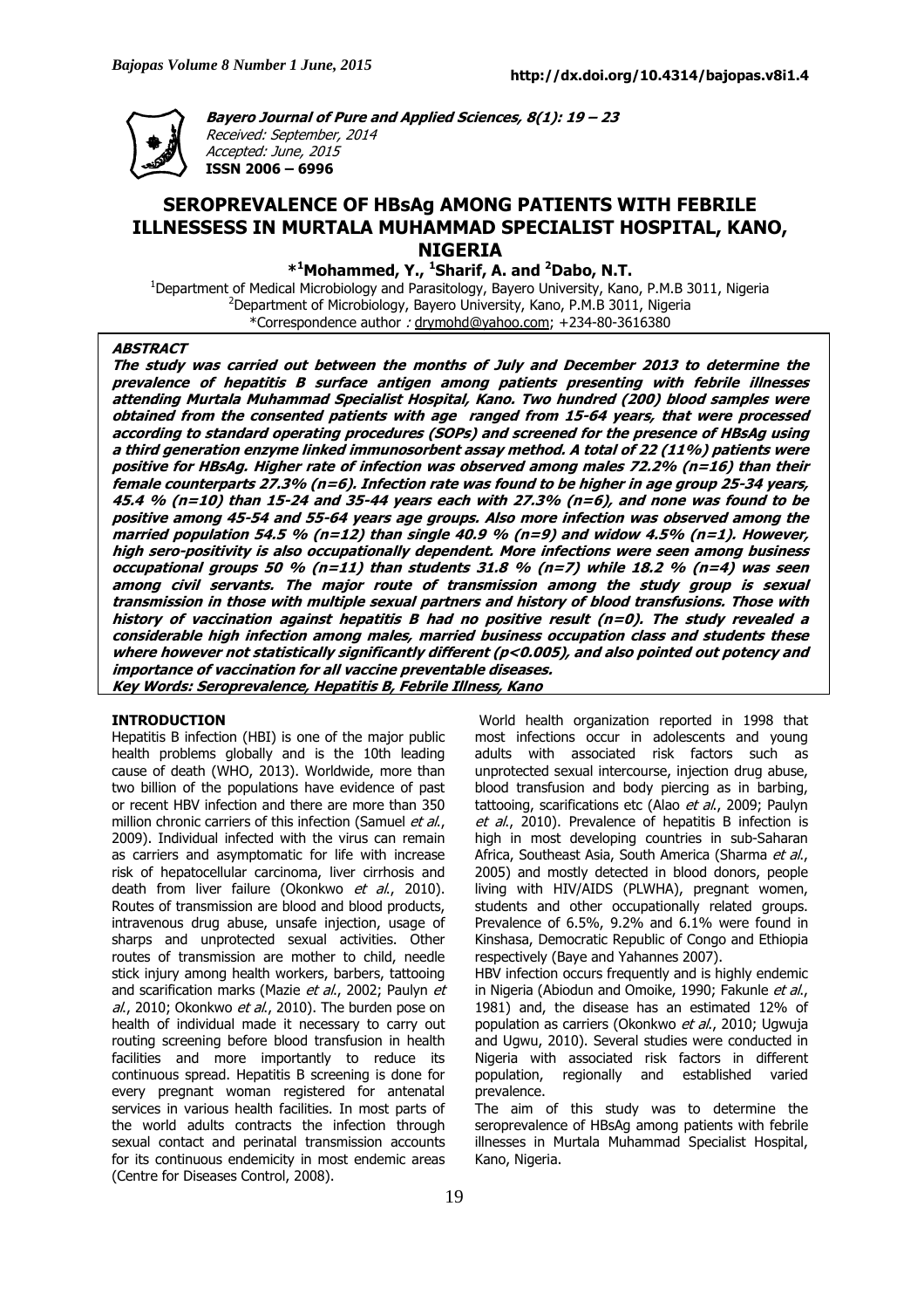**Bayero Journal of Pure and Applied Sciences, 8(1): 19 – 23**
*Received: September, 2014*
*Accepted: June, 2015*
**ISSN 2006 – 6996**

# SEROPREVALENCE OF HBsAg AMONG PATIENTS WITH FEBRILE ILLNESSESS IN MURTALA MUHAMMAD SPECIALIST HOSPITAL, KANO, NIGERIA

**\*[1]Mohammed, Y., [1]Sharif, A. and [2]Dabo, N.T.**

[1]Department of Medical Microbiology and Parasitology, Bayero University, Kano, P.M.B 3011, Nigeria
[2]Department of Microbiology, Bayero University, Kano, P.M.B 3011, Nigeria
\*Correspondence author : drymohd@yahoo.com; +234-80-3616380

## ABSTRACT

***The study was carried out between the months of July and December 2013 to determine the prevalence of hepatitis B surface antigen among patients presenting with febrile illnesses attending Murtala Muhammad Specialist Hospital, Kano. Two hundred (200) blood samples were obtained from the consented patients with age ranged from 15-64 years, that were processed according to standard operating procedures (SOPs) and screened for the presence of HBsAg using a third generation enzyme linked immunosorbent assay method. A total of 22 (11%) patients were positive for HBsAg. Higher rate of infection was observed among males 72.2% (n=16) than their female counterparts 27.3% (n=6). Infection rate was found to be higher in age group 25-34 years, 45.4 % (n=10) than 15-24 and 35-44 years each with 27.3% (n=6), and none was found to be positive among 45-54 and 55-64 years age groups. Also more infection was observed among the married population 54.5 % (n=12) than single 40.9 % (n=9) and widow 4.5% (n=1). However, high sero-positivity is also occupationally dependent. More infections were seen among business occupational groups 50 % (n=11) than students 31.8 % (n=7) while 18.2 % (n=4) was seen among civil servants. The major route of transmission among the study group is sexual transmission in those with multiple sexual partners and history of blood transfusions. Those with history of vaccination against hepatitis B had no positive result (n=0). The study revealed a considerable high infection among males, married business occupation class and students these where however not statistically significantly different (p<0.005), and also pointed out potency and importance of vaccination for all vaccine preventable diseases.***

***Key Words: Seroprevalence, Hepatitis B, Febrile Illness, Kano***

## INTRODUCTION

Hepatitis B infection (HBI) is one of the major public health problems globally and is the 10th leading cause of death (WHO, 2013). Worldwide, more than two billion of the populations have evidence of past or recent HBV infection and there are more than 350 million chronic carriers of this infection (Samuel *et al*., 2009). Individual infected with the virus can remain as carriers and asymptomatic for life with increase risk of hepatocellular carcinoma, liver cirrhosis and death from liver failure (Okonkwo *et al*., 2010). Routes of transmission are blood and blood products, intravenous drug abuse, unsafe injection, usage of sharps and unprotected sexual activities. Other routes of transmission are mother to child, needle stick injury among health workers, barbers, tattooing and scarification marks (Mazie *et al*., 2002; Paulyn *et al*., 2010; Okonkwo *et al*., 2010). The burden pose on health of individual made it necessary to carry out routing screening before blood transfusion in health facilities and more importantly to reduce its continuous spread. Hepatitis B screening is done for every pregnant woman registered for antenatal services in various health facilities. In most parts of the world adults contracts the infection through sexual contact and perinatal transmission accounts for its continuous endemicity in most endemic areas (Centre for Diseases Control, 2008).

World health organization reported in 1998 that most infections occur in adolescents and young adults with associated risk factors such as unprotected sexual intercourse, injection drug abuse, blood transfusion and body piercing as in barbing, tattooing, scarifications etc (Alao *et al*., 2009; Paulyn *et al*., 2010). Prevalence of hepatitis B infection is high in most developing countries in sub-Saharan Africa, Southeast Asia, South America (Sharma *et al*., 2005) and mostly detected in blood donors, people living with HIV/AIDS (PLWHA), pregnant women, students and other occupationally related groups. Prevalence of 6.5%, 9.2% and 6.1% were found in Kinshasa, Democratic Republic of Congo and Ethiopia respectively (Baye and Yahannes 2007).

HBV infection occurs frequently and is highly endemic in Nigeria (Abiodun and Omoike, 1990; Fakunle *et al*., 1981) and, the disease has an estimated 12% of population as carriers (Okonkwo *et al*., 2010; Ugwuja and Ugwu, 2010). Several studies were conducted in Nigeria with associated risk factors in different population, regionally and established varied prevalence.

The aim of this study was to determine the seroprevalence of HBsAg among patients with febrile illnesses in Murtala Muhammad Specialist Hospital, Kano, Nigeria.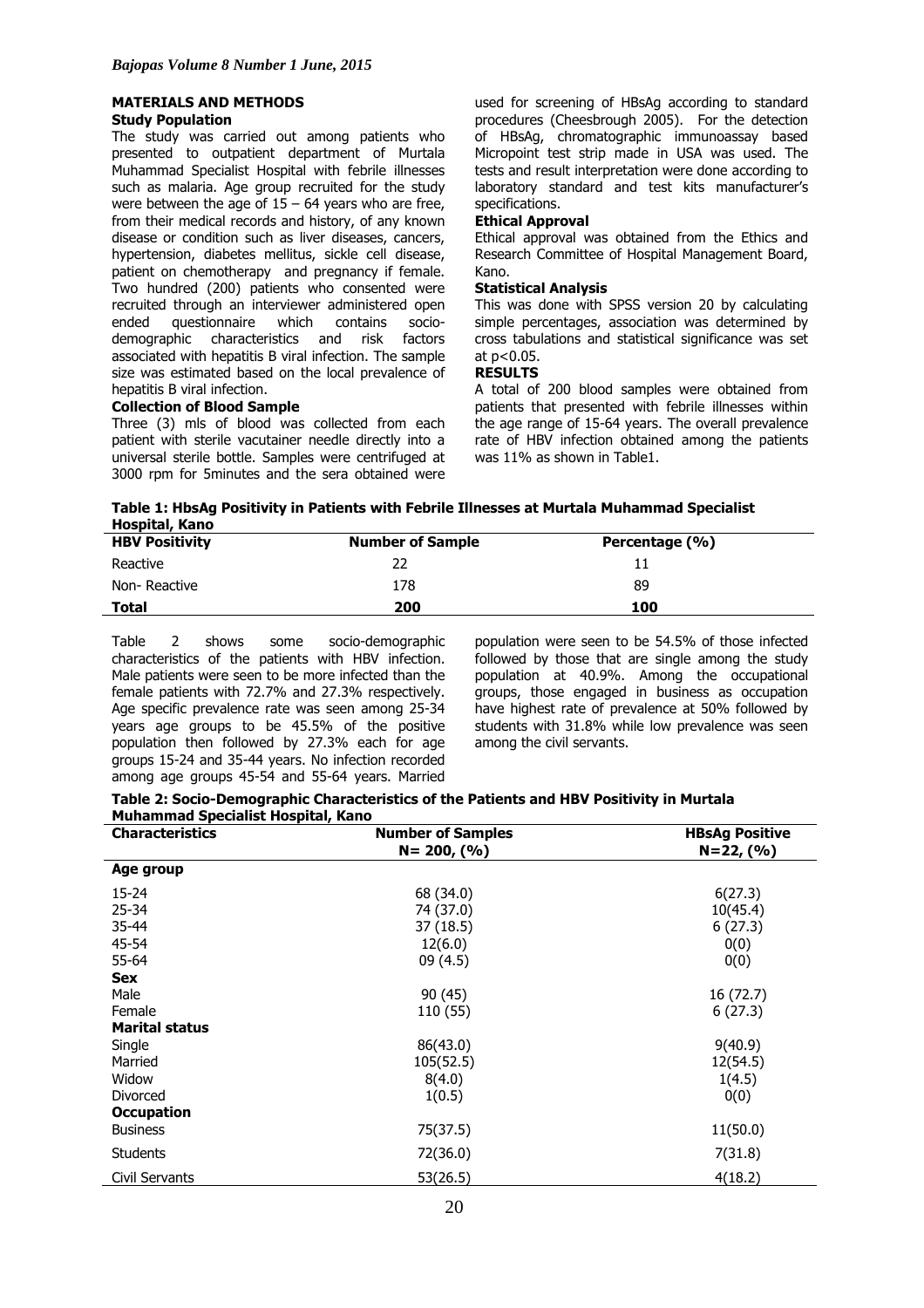## MATERIALS AND METHODS

### Study Population

The study was carried out among patients who presented to outpatient department of Murtala Muhammad Specialist Hospital with febrile illnesses such as malaria. Age group recruited for the study were between the age of 15 – 64 years who are free, from their medical records and history, of any known disease or condition such as liver diseases, cancers, hypertension, diabetes mellitus, sickle cell disease, patient on chemotherapy and pregnancy if female. Two hundred (200) patients who consented were recruited through an interviewer administered open ended questionnaire which contains socio-demographic characteristics and risk factors associated with hepatitis B viral infection. The sample size was estimated based on the local prevalence of hepatitis B viral infection.

### Collection of Blood Sample

Three (3) mls of blood was collected from each patient with sterile vacutainer needle directly into a universal sterile bottle. Samples were centrifuged at 3000 rpm for 5minutes and the sera obtained were used for screening of HBsAg according to standard procedures (Cheesbrough 2005). For the detection of HBsAg, chromatographic immunoassay based Micropoint test strip made in USA was used. The tests and result interpretation were done according to laboratory standard and test kits manufacturer's specifications.

### Ethical Approval

Ethical approval was obtained from the Ethics and Research Committee of Hospital Management Board, Kano.

### Statistical Analysis

This was done with SPSS version 20 by calculating simple percentages, association was determined by cross tabulations and statistical significance was set at $p<0.05$.

## RESULTS

A total of 200 blood samples were obtained from patients that presented with febrile illnesses within the age range of 15-64 years. The overall prevalence rate of HBV infection obtained among the patients was 11% as shown in Table1.

**Table 1: HbsAg Positivity in Patients with Febrile Illnesses at Murtala Muhammad Specialist Hospital, Kano**

| HBV Positivity | Number of Sample | Percentage (%) |
|---|---|---|
| Reactive | 22 | 11 |
| Non- Reactive | 178 | 89 |
| **Total** | **200** | **100** |

Table 2 shows some socio-demographic characteristics of the patients with HBV infection. Male patients were seen to be more infected than the female patients with 72.7% and 27.3% respectively. Age specific prevalence rate was seen among 25-34 years age groups to be 45.5% of the positive population then followed by 27.3% each for age groups 15-24 and 35-44 years. No infection recorded among age groups 45-54 and 55-64 years. Married population were seen to be 54.5% of those infected followed by those that are single among the study population at 40.9%. Among the occupational groups, those engaged in business as occupation have highest rate of prevalence at 50% followed by students with 31.8% while low prevalence was seen among the civil servants.

**Table 2: Socio-Demographic Characteristics of the Patients and HBV Positivity in Murtala Muhammad Specialist Hospital, Kano**

| Characteristics | Number of Samples N= 200, (%) | HBsAg Positive N=22, (%) |
|---|---|---|
| **Age group** | | |
| 15-24 | 68 (34.0) | 6(27.3) |
| 25-34 | 74 (37.0) | 10(45.4) |
| 35-44 | 37 (18.5) | 6 (27.3) |
| 45-54 | 12(6.0) | 0(0) |
| 55-64 | 09 (4.5) | 0(0) |
| **Sex** | | |
| Male | 90 (45) | 16 (72.7) |
| Female | 110 (55) | 6 (27.3) |
| **Marital status** | | |
| Single | 86(43.0) | 9(40.9) |
| Married | 105(52.5) | 12(54.5) |
| Widow | 8(4.0) | 1(4.5) |
| Divorced | 1(0.5) | 0(0) |
| **Occupation** | | |
| Business | 75(37.5) | 11(50.0) |
| Students | 72(36.0) | 7(31.8) |
| Civil Servants | 53(26.5) | 4(18.2) |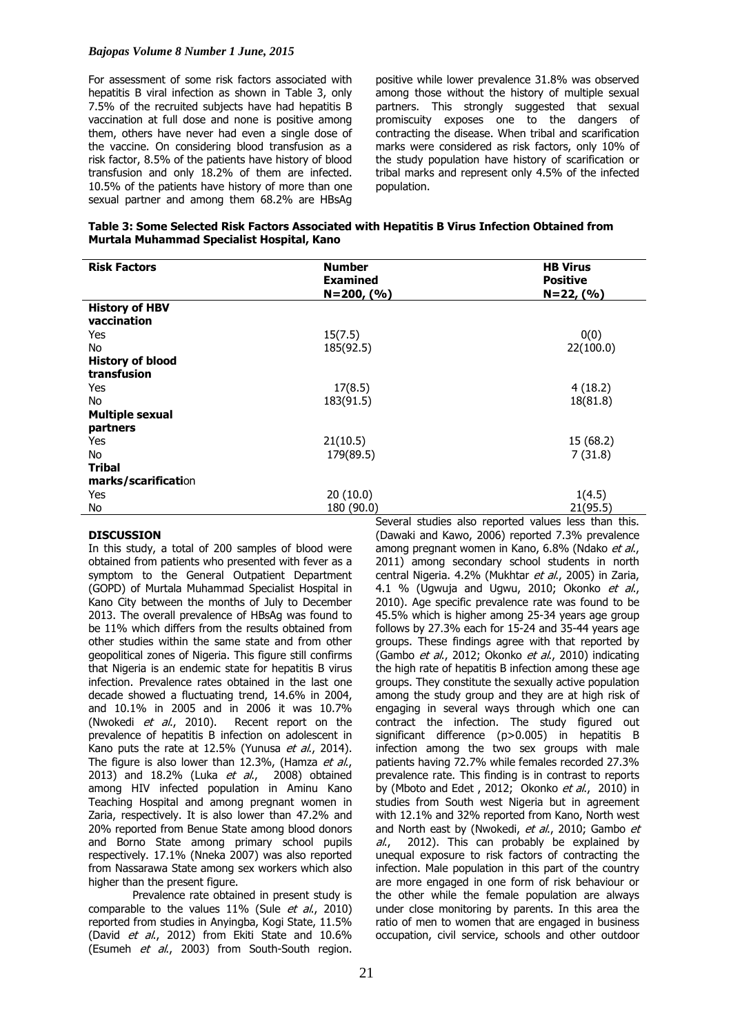For assessment of some risk factors associated with hepatitis B viral infection as shown in Table 3, only 7.5% of the recruited subjects have had hepatitis B vaccination at full dose and none is positive among them, others have never had even a single dose of the vaccine. On considering blood transfusion as a risk factor, 8.5% of the patients have history of blood transfusion and only 18.2% of them are infected. 10.5% of the patients have history of more than one sexual partner and among them 68.2% are HBsAg positive while lower prevalence 31.8% was observed among those without the history of multiple sexual partners. This strongly suggested that sexual promiscuity exposes one to the dangers of contracting the disease. When tribal and scarification marks were considered as risk factors, only 10% of the study population have history of scarification or tribal marks and represent only 4.5% of the infected population.

**Table 3: Some Selected Risk Factors Associated with Hepatitis B Virus Infection Obtained from Murtala Muhammad Specialist Hospital, Kano**

| Risk Factors | Number Examined N=200, (%) | HB Virus Positive N=22, (%) |
|---|---|---|
| **History of HBV vaccination** | | |
| Yes | 15(7.5) | 0(0) |
| No | 185(92.5) | 22(100.0) |
| **History of blood transfusion** | | |
| Yes | 17(8.5) | 4 (18.2) |
| No | 183(91.5) | 18(81.8) |
| **Multiple sexual partners** | | |
| Yes | 21(10.5) | 15 (68.2) |
| No | 179(89.5) | 7 (31.8) |
| **Tribal marks/scarification** | | |
| Yes | 20 (10.0) | 1(4.5) |
| No | 180 (90.0) | 21(95.5) |

## DISCUSSION

In this study, a total of 200 samples of blood were obtained from patients who presented with fever as a symptom to the General Outpatient Department (GOPD) of Murtala Muhammad Specialist Hospital in Kano City between the months of July to December 2013. The overall prevalence of HBsAg was found to be 11% which differs from the results obtained from other studies within the same state and from other geopolitical zones of Nigeria. This figure still confirms that Nigeria is an endemic state for hepatitis B virus infection. Prevalence rates obtained in the last one decade showed a fluctuating trend, 14.6% in 2004, and 10.1% in 2005 and in 2006 it was 10.7% (Nwokedi *et al*., 2010). Recent report on the prevalence of hepatitis B infection on adolescent in Kano puts the rate at 12.5% (Yunusa *et al*., 2014). The figure is also lower than 12.3%, (Hamza *et al*., 2013) and 18.2% (Luka *et al*., 2008) obtained among HIV infected population in Aminu Kano Teaching Hospital and among pregnant women in Zaria, respectively. It is also lower than 47.2% and 20% reported from Benue State among blood donors and Borno State among primary school pupils respectively. 17.1% (Nneka 2007) was also reported from Nassarawa State among sex workers which also higher than the present figure.

Prevalence rate obtained in present study is comparable to the values 11% (Sule *et al*., 2010) reported from studies in Anyingba, Kogi State, 11.5% (David *et al*., 2012) from Ekiti State and 10.6% (Esumeh *et al*., 2003) from South-South region. Several studies also reported values less than this. (Dawaki and Kawo, 2006) reported 7.3% prevalence among pregnant women in Kano, 6.8% (Ndako *et al*., 2011) among secondary school students in north central Nigeria. 4.2% (Mukhtar *et al*., 2005) in Zaria, 4.1 % (Ugwuja and Ugwu, 2010; Okonko *et al*., 2010). Age specific prevalence rate was found to be 45.5% which is higher among 25-34 years age group follows by 27.3% each for 15-24 and 35-44 years age groups. These findings agree with that reported by (Gambo *et al*., 2012; Okonko *et al*., 2010) indicating the high rate of hepatitis B infection among these age groups. They constitute the sexually active population among the study group and they are at high risk of engaging in several ways through which one can contract the infection. The study figured out significant difference ($p>0.005$) in hepatitis B infection among the two sex groups with male patients having 72.7% while females recorded 27.3% prevalence rate. This finding is in contrast to reports by (Mboto and Edet , 2012; Okonko *et al*., 2010) in studies from South west Nigeria but in agreement with 12.1% and 32% reported from Kano, North west and North east by (Nwokedi, *et al*., 2010; Gambo *et al*., 2012). This can probably be explained by unequal exposure to risk factors of contracting the infection. Male population in this part of the country are more engaged in one form of risk behaviour or the other while the female population are always under close monitoring by parents. In this area the ratio of men to women that are engaged in business occupation, civil service, schools and other outdoor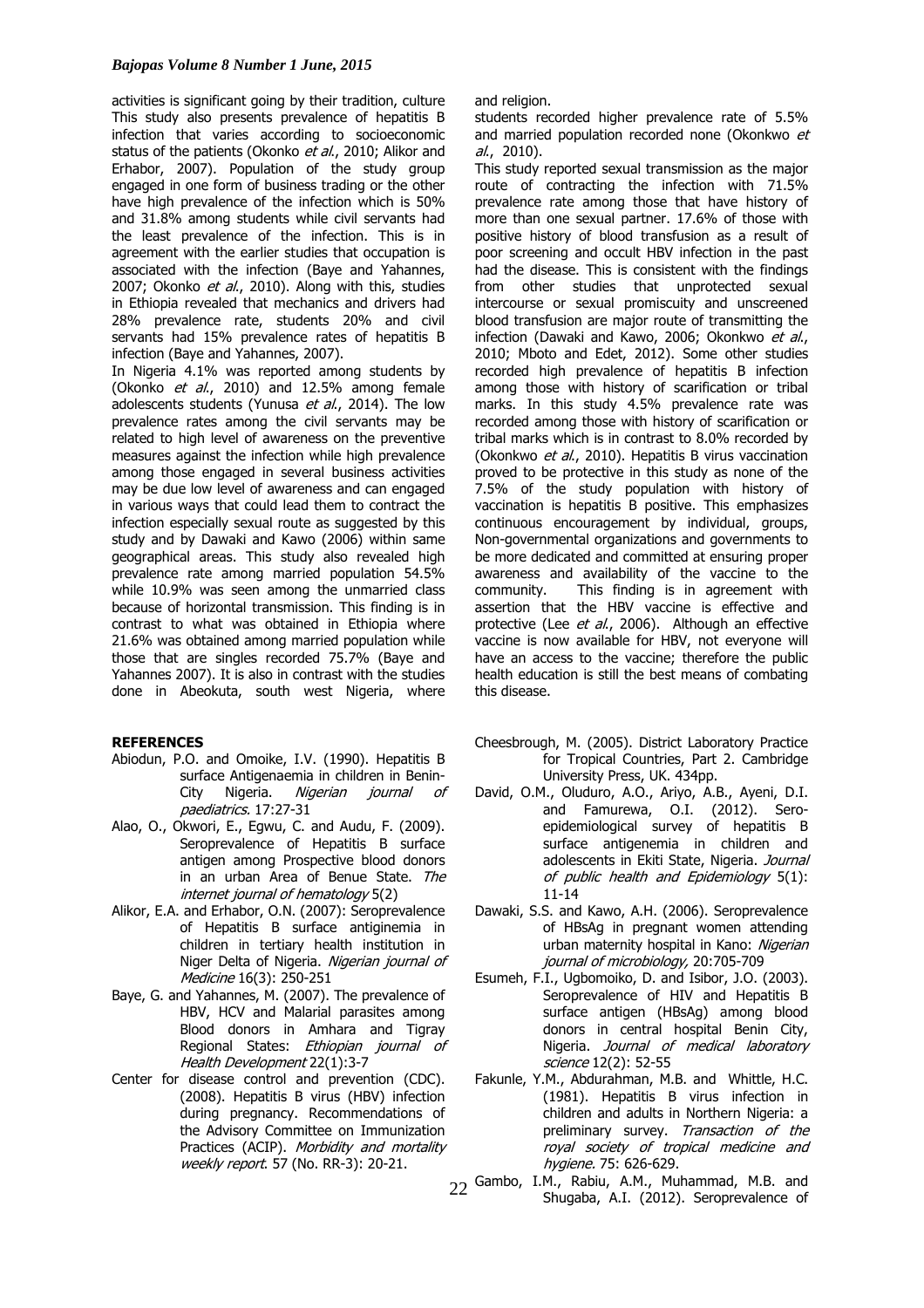activities is significant going by their tradition, culture This study also presents prevalence of hepatitis B infection that varies according to socioeconomic status of the patients (Okonko *et al.*, 2010; Alikor and Erhabor, 2007). Population of the study group engaged in one form of business trading or the other have high prevalence of the infection which is 50% and 31.8% among students while civil servants had the least prevalence of the infection. This is in agreement with the earlier studies that occupation is associated with the infection (Baye and Yahannes, 2007; Okonko *et al.*, 2010). Along with this, studies in Ethiopia revealed that mechanics and drivers had 28% prevalence rate, students 20% and civil servants had 15% prevalence rates of hepatitis B infection (Baye and Yahannes, 2007).

In Nigeria 4.1% was reported among students by (Okonko *et al.*, 2010) and 12.5% among female adolescents students (Yunusa *et al.*, 2014). The low prevalence rates among the civil servants may be related to high level of awareness on the preventive measures against the infection while high prevalence among those engaged in several business activities may be due low level of awareness and can engaged in various ways that could lead them to contract the infection especially sexual route as suggested by this study and by Dawaki and Kawo (2006) within same geographical areas. This study also revealed high prevalence rate among married population 54.5% while 10.9% was seen among the unmarried class because of horizontal transmission. This finding is in contrast to what was obtained in Ethiopia where 21.6% was obtained among married population while those that are singles recorded 75.7% (Baye and Yahannes 2007). It is also in contrast with the studies done in Abeokuta, south west Nigeria, where and religion.

students recorded higher prevalence rate of 5.5% and married population recorded none (Okonkwo *et al.*, 2010).

This study reported sexual transmission as the major route of contracting the infection with 71.5% prevalence rate among those that have history of more than one sexual partner. 17.6% of those with positive history of blood transfusion as a result of poor screening and occult HBV infection in the past had the disease. This is consistent with the findings from other studies that unprotected sexual intercourse or sexual promiscuity and unscreened blood transfusion are major route of transmitting the infection (Dawaki and Kawo, 2006; Okonkwo *et al.*, 2010; Mboto and Edet, 2012). Some other studies recorded high prevalence of hepatitis B infection among those with history of scarification or tribal marks. In this study 4.5% prevalence rate was recorded among those with history of scarification or tribal marks which is in contrast to 8.0% recorded by (Okonkwo *et al.*, 2010). Hepatitis B virus vaccination proved to be protective in this study as none of the 7.5% of the study population with history of vaccination is hepatitis B positive. This emphasizes continuous encouragement by individual, groups, Non-governmental organizations and governments to be more dedicated and committed at ensuring proper awareness and availability of the vaccine to the community. This finding is in agreement with assertion that the HBV vaccine is effective and protective (Lee *et al.*, 2006). Although an effective vaccine is now available for HBV, not everyone will have an access to the vaccine; therefore the public health education is still the best means of combating this disease.

## REFERENCES

Abiodun, P.O. and Omoike, I.V. (1990). Hepatitis B surface Antigenaemia in children in Benin-City Nigeria. *Nigerian journal of paediatrics.* 17:27-31

Alao, O., Okwori, E., Egwu, C. and Audu, F. (2009). Seroprevalence of Hepatitis B surface antigen among Prospective blood donors in an urban Area of Benue State. *The internet journal of hematology* 5(2)

Alikor, E.A. and Erhabor, O.N. (2007): Seroprevalence of Hepatitis B surface antiginemia in children in tertiary health institution in Niger Delta of Nigeria. *Nigerian journal of Medicine* 16(3): 250-251

Baye, G. and Yahannes, M. (2007). The prevalence of HBV, HCV and Malarial parasites among Blood donors in Amhara and Tigray Regional States: *Ethiopian journal of Health Development* 22(1):3-7

Center for disease control and prevention (CDC). (2008). Hepatitis B virus (HBV) infection during pregnancy. Recommendations of the Advisory Committee on Immunization Practices (ACIP). *Morbidity and mortality weekly report.* 57 (No. RR-3): 20-21.

Cheesbrough, M. (2005). District Laboratory Practice for Tropical Countries, Part 2. Cambridge University Press, UK. 434pp.

David, O.M., Oluduro, A.O., Ariyo, A.B., Ayeni, D.I. and Famurewa, O.I. (2012). Sero-epidemiological survey of hepatitis B surface antigenemia in children and adolescents in Ekiti State, Nigeria. *Journal of public health and Epidemiology* 5(1): 11-14

Dawaki, S.S. and Kawo, A.H. (2006). Seroprevalence of HBsAg in pregnant women attending urban maternity hospital in Kano: *Nigerian journal of microbiology,* 20:705-709

Esumeh, F.I., Ugbomoiko, D. and Isibor, J.O. (2003). Seroprevalence of HIV and Hepatitis B surface antigen (HBsAg) among blood donors in central hospital Benin City, Nigeria. *Journal of medical laboratory science* 12(2): 52-55

Fakunle, Y.M., Abdurahman, M.B. and Whittle, H.C. (1981). Hepatitis B virus infection in children and adults in Northern Nigeria: a preliminary survey. *Transaction of the royal society of tropical medicine and hygiene.* 75: 626-629.

Gambo, I.M., Rabiu, A.M., Muhammad, M.B. and Shugaba, A.I. (2012). Seroprevalence of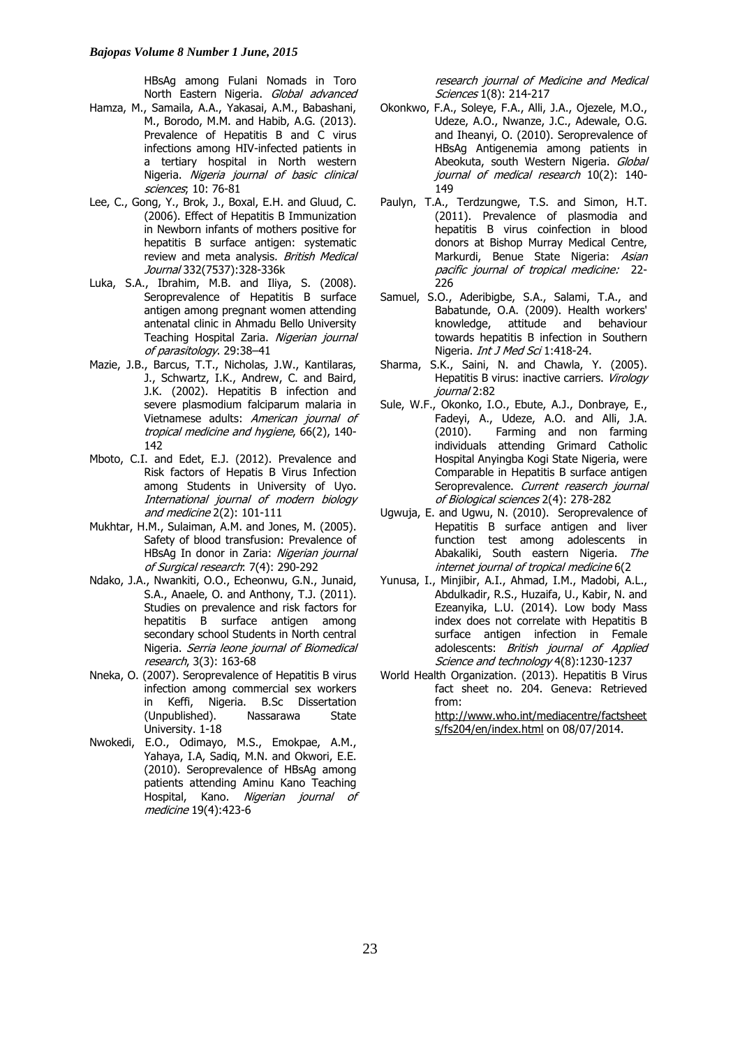HBsAg among Fulani Nomads in Toro North Eastern Nigeria. *Global advanced research journal of Medicine and Medical Sciences* 1(8): 214-217

Hamza, M., Samaila, A.A., Yakasai, A.M., Babashani, M., Borodo, M.M. and Habib, A.G. (2013). Prevalence of Hepatitis B and C virus infections among HIV-infected patients in a tertiary hospital in North western Nigeria. *Nigeria journal of basic clinical sciences*; 10: 76-81

Lee, C., Gong, Y., Brok, J., Boxal, E.H. and Gluud, C. (2006). Effect of Hepatitis B Immunization in Newborn infants of mothers positive for hepatitis B surface antigen: systematic review and meta analysis. *British Medical Journal* 332(7537):328-336k

Luka, S.A., Ibrahim, M.B. and Iliya, S. (2008). Seroprevalence of Hepatitis B surface antigen among pregnant women attending antenatal clinic in Ahmadu Bello University Teaching Hospital Zaria. *Nigerian journal of parasitology*. 29:38–41

Mazie, J.B., Barcus, T.T., Nicholas, J.W., Kantilaras, J., Schwartz, I.K., Andrew, C. and Baird, J.K. (2002). Hepatitis B infection and severe plasmodium falciparum malaria in Vietnamese adults: *American journal of tropical medicine and hygiene*, 66(2), 140-142

Mboto, C.I. and Edet, E.J. (2012). Prevalence and Risk factors of Hepatis B Virus Infection among Students in University of Uyo. *International journal of modern biology and medicine* 2(2): 101-111

Mukhtar, H.M., Sulaiman, A.M. and Jones, M. (2005). Safety of blood transfusion: Prevalence of HBsAg In donor in Zaria: *Nigerian journal of Surgical research*: 7(4): 290-292

Ndako, J.A., Nwankiti, O.O., Echeonwu, G.N., Junaid, S.A., Anaele, O. and Anthony, T.J. (2011). Studies on prevalence and risk factors for hepatitis B surface antigen among secondary school Students in North central Nigeria. *Serria leone journal of Biomedical research*, 3(3): 163-68

Nneka, O. (2007). Seroprevalence of Hepatitis B virus infection among commercial sex workers in Keffi, Nigeria. B.Sc Dissertation (Unpublished). Nassarawa State University. 1-18

Nwokedi, E.O., Odimayo, M.S., Emokpae, A.M., Yahaya, I.A, Sadiq, M.N. and Okwori, E.E. (2010). Seroprevalence of HBsAg among patients attending Aminu Kano Teaching Hospital, Kano. *Nigerian journal of medicine* 19(4):423-6

Okonkwo, F.A., Soleye, F.A., Alli, J.A., Ojezele, M.O., Udeze, A.O., Nwanze, J.C., Adewale, O.G. and Iheanyi, O. (2010). Seroprevalence of HBsAg Antigenemia among patients in Abeokuta, south Western Nigeria. *Global journal of medical research* 10(2): 140-149

Paulyn, T.A., Terdzungwe, T.S. and Simon, H.T. (2011). Prevalence of plasmodia and hepatitis B virus coinfection in blood donors at Bishop Murray Medical Centre, Markurdi, Benue State Nigeria: *Asian pacific journal of tropical medicine:* 22-226

Samuel, S.O., Aderibigbe, S.A., Salami, T.A., and Babatunde, O.A. (2009). Health workers' knowledge, attitude and behaviour towards hepatitis B infection in Southern Nigeria. *Int J Med Sci* 1:418-24.

Sharma, S.K., Saini, N. and Chawla, Y. (2005). Hepatitis B virus: inactive carriers. *Virology journal* 2:82

Sule, W.F., Okonko, I.O., Ebute, A.J., Donbraye, E., Fadeyi, A., Udeze, A.O. and Alli, J.A. (2010). Farming and non farming individuals attending Grimard Catholic Hospital Anyingba Kogi State Nigeria, were Comparable in Hepatitis B surface antigen Seroprevalence. *Current reaserch journal of Biological sciences* 2(4): 278-282

Ugwuja, E. and Ugwu, N. (2010). Seroprevalence of Hepatitis B surface antigen and liver function test among adolescents in Abakaliki, South eastern Nigeria. *The internet journal of tropical medicine* 6(2

Yunusa, I., Minjibir, A.I., Ahmad, I.M., Madobi, A.L., Abdulkadir, R.S., Huzaifa, U., Kabir, N. and Ezeanyika, L.U. (2014). Low body Mass index does not correlate with Hepatitis B surface antigen infection in Female adolescents: *British journal of Applied Science and technology* 4(8):1230-1237

World Health Organization. (2013). Hepatitis B Virus fact sheet no. 204. Geneva: Retrieved from: http://www.who.int/mediacentre/factsheets/fs204/en/index.html on 08/07/2014.